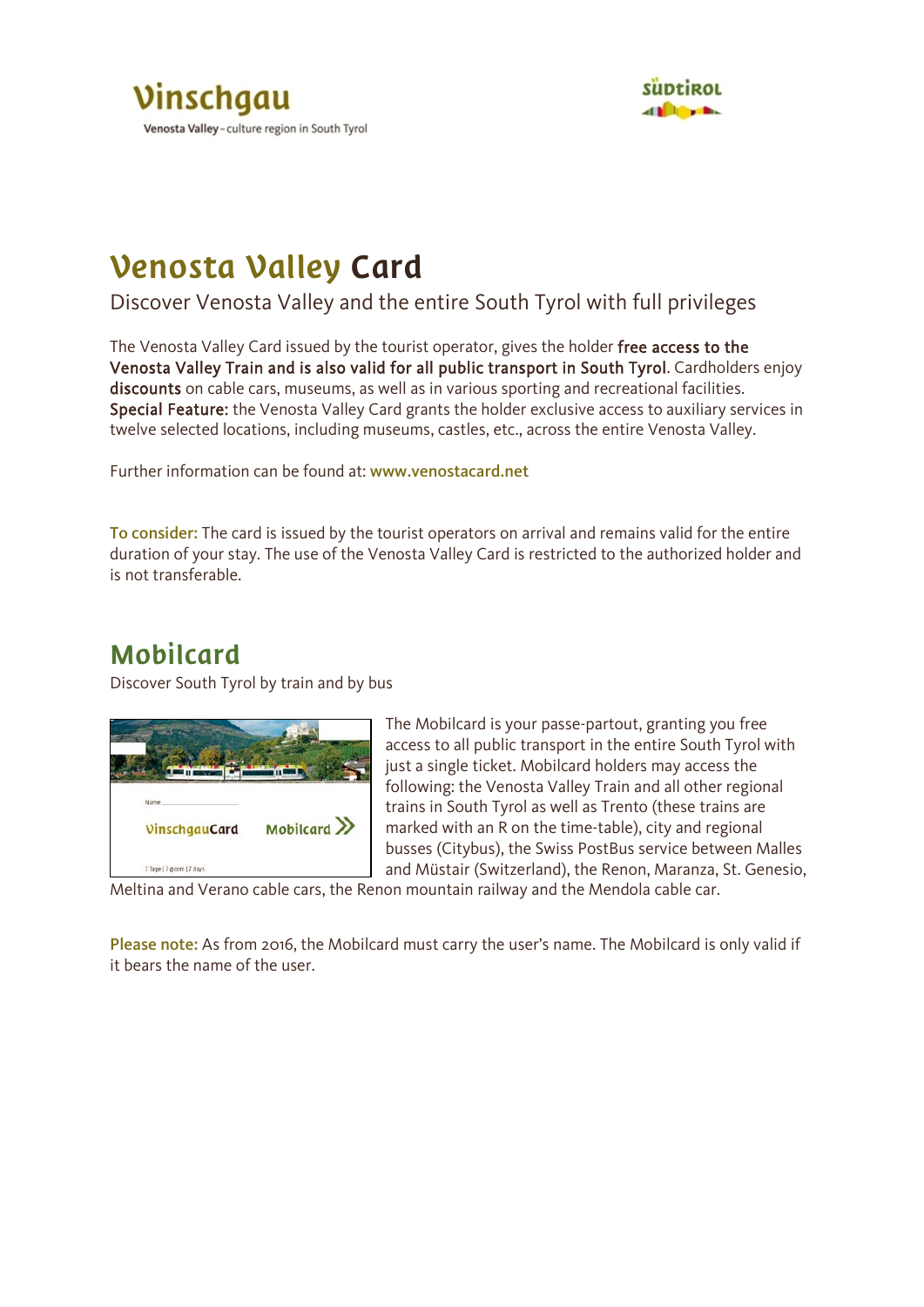Vinschgau
Venosta Valley - culture region in South Tyrol

SÜDTIROL

# Venosta Valley Card

Discover Venosta Valley and the entire South Tyrol with full privileges

The Venosta Valley Card issued by the tourist operator, gives the holder **free access to the Venosta Valley Train and is also valid for all public transport in South Tyrol**. Cardholders enjoy **discounts** on cable cars, museums, as well as in various sporting and recreational facilities. **Special Feature:** the Venosta Valley Card grants the holder exclusive access to auxiliary services in twelve selected locations, including museums, castles, etc., across the entire Venosta Valley.

Further information can be found at: **www.venostacard.net**

**To consider:** The card is issued by the tourist operators on arrival and remains valid for the entire duration of your stay. The use of the Venosta Valley Card is restricted to the authorized holder and is not transferable.

# Mobilcard

Discover South Tyrol by train and by bus

The Mobilcard is your passe-partout, granting you free access to all public transport in the entire South Tyrol with just a single ticket. Mobilcard holders may access the following: the Venosta Valley Train and all other regional trains in South Tyrol as well as Trento (these trains are marked with an R on the time-table), city and regional busses (Citybus), the Swiss PostBus service between Malles and Müstair (Switzerland), the Renon, Maranza, St. Genesio, Meltina and Verano cable cars, the Renon mountain railway and the Mendola cable car.

**Please note:** As from 2016, the Mobilcard must carry the user's name. The Mobilcard is only valid if it bears the name of the user.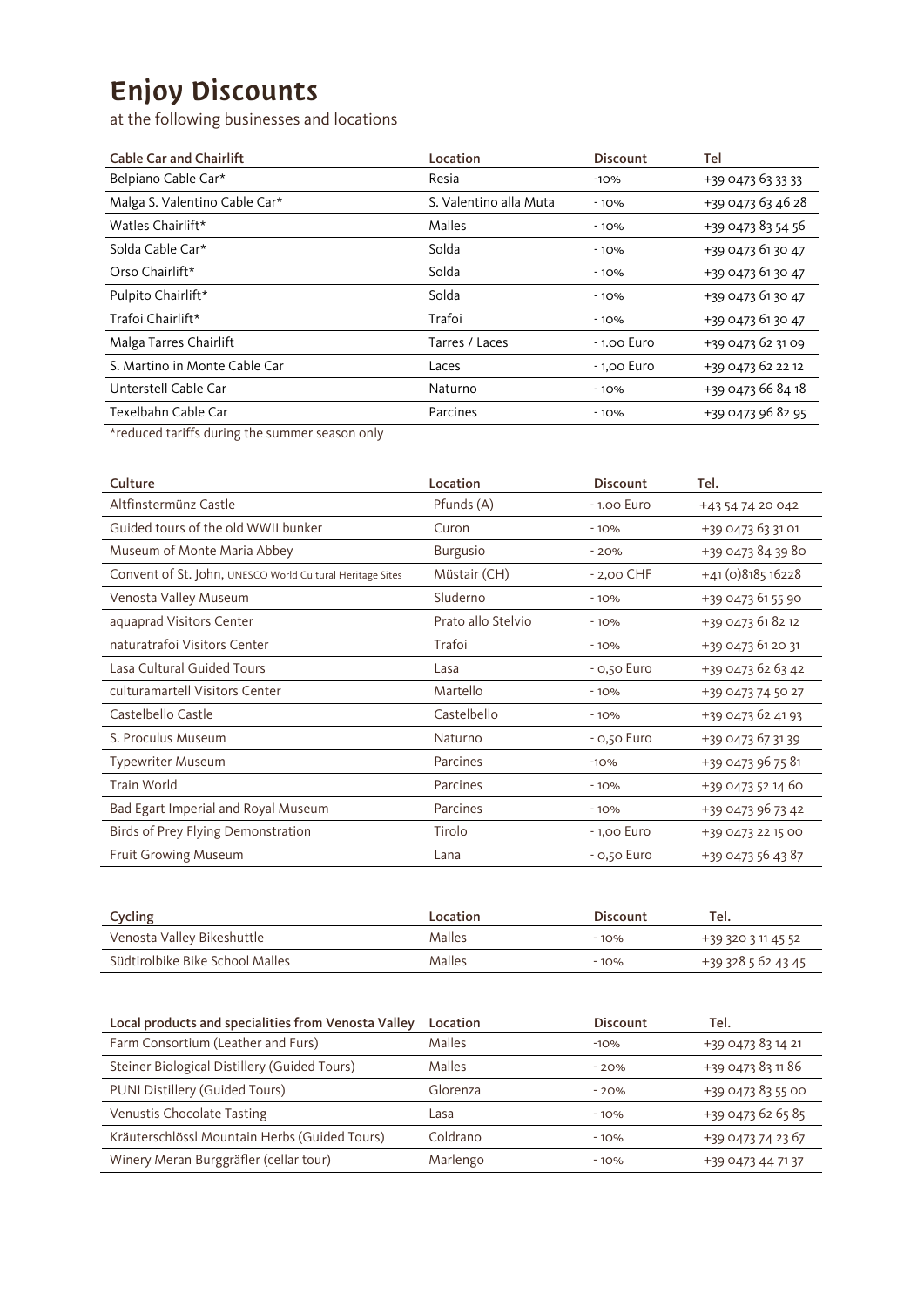# Enjoy Discounts

at the following businesses and locations

| Cable Car and Chairlift | Location | Discount | Tel |
| --- | --- | --- | --- |
| Belpiano Cable Car* | Resia | -10% | +39 0473 63 33 33 |
| Malga S. Valentino Cable Car* | S. Valentino alla Muta | - 10% | +39 0473 63 46 28 |
| Watles Chairlift* | Malles | - 10% | +39 0473 83 54 56 |
| Solda Cable Car* | Solda | - 10% | +39 0473 61 30 47 |
| Orso Chairlift* | Solda | - 10% | +39 0473 61 30 47 |
| Pulpito Chairlift* | Solda | - 10% | +39 0473 61 30 47 |
| Trafoi Chairlift* | Trafoi | - 10% | +39 0473 61 30 47 |
| Malga Tarres Chairlift | Tarres / Laces | - 1.00 Euro | +39 0473 62 31 09 |
| S. Martino in Monte Cable Car | Laces | - 1,00 Euro | +39 0473 62 22 12 |
| Unterstell Cable Car | Naturno | - 10% | +39 0473 66 84 18 |
| Texelbahn Cable Car | Parcines | - 10% | +39 0473 96 82 95 |

*reduced tariffs during the summer season only

| Culture | Location | Discount | Tel. |
| --- | --- | --- | --- |
| Altfinstermünz Castle | Pfunds (A) | - 1.00 Euro | +43 54 74 20 042 |
| Guided tours of the old WWII bunker | Curon | - 10% | +39 0473 63 31 01 |
| Museum of Monte Maria Abbey | Burgusio | - 20% | +39 0473 84 39 80 |
| Convent of St. John, UNESCO World Cultural Heritage Sites | Müstair (CH) | - 2,00 CHF | +41 (0)8185 16228 |
| Venosta Valley Museum | Sluderno | - 10% | +39 0473 61 55 90 |
| aquaprad Visitors Center | Prato allo Stelvio | - 10% | +39 0473 61 82 12 |
| naturatrafoi Visitors Center | Trafoi | - 10% | +39 0473 61 20 31 |
| Lasa Cultural Guided Tours | Lasa | - 0,50 Euro | +39 0473 62 63 42 |
| culturamartell Visitors Center | Martello | - 10% | +39 0473 74 50 27 |
| Castelbello Castle | Castelbello | - 10% | +39 0473 62 41 93 |
| S. Proculus Museum | Naturno | - 0,50 Euro | +39 0473 67 31 39 |
| Typewriter Museum | Parcines | -10% | +39 0473 96 75 81 |
| Train World | Parcines | - 10% | +39 0473 52 14 60 |
| Bad Egart Imperial and Royal Museum | Parcines | - 10% | +39 0473 96 73 42 |
| Birds of Prey Flying Demonstration | Tirolo | - 1,00 Euro | +39 0473 22 15 00 |
| Fruit Growing Museum | Lana | - 0,50 Euro | +39 0473 56 43 87 |

| Cycling | Location | Discount | Tel. |
| --- | --- | --- | --- |
| Venosta Valley Bikeshuttle | Malles | - 10% | +39 320 3 11 45 52 |
| Südtirolbike Bike School Malles | Malles | - 10% | +39 328 5 62 43 45 |

| Local products and specialities from Venosta Valley | Location | Discount | Tel. |
| --- | --- | --- | --- |
| Farm Consortium (Leather and Furs) | Malles | -10% | +39 0473 83 14 21 |
| Steiner Biological Distillery (Guided Tours) | Malles | - 20% | +39 0473 83 11 86 |
| PUNI Distillery (Guided Tours) | Glorenza | - 20% | +39 0473 83 55 00 |
| Venustis Chocolate Tasting | Lasa | - 10% | +39 0473 62 65 85 |
| Kräuterschlössl Mountain Herbs (Guided Tours) | Coldrano | - 10% | +39 0473 74 23 67 |
| Winery Meran Burggräfler (cellar tour) | Marlengo | - 10% | +39 0473 44 71 37 |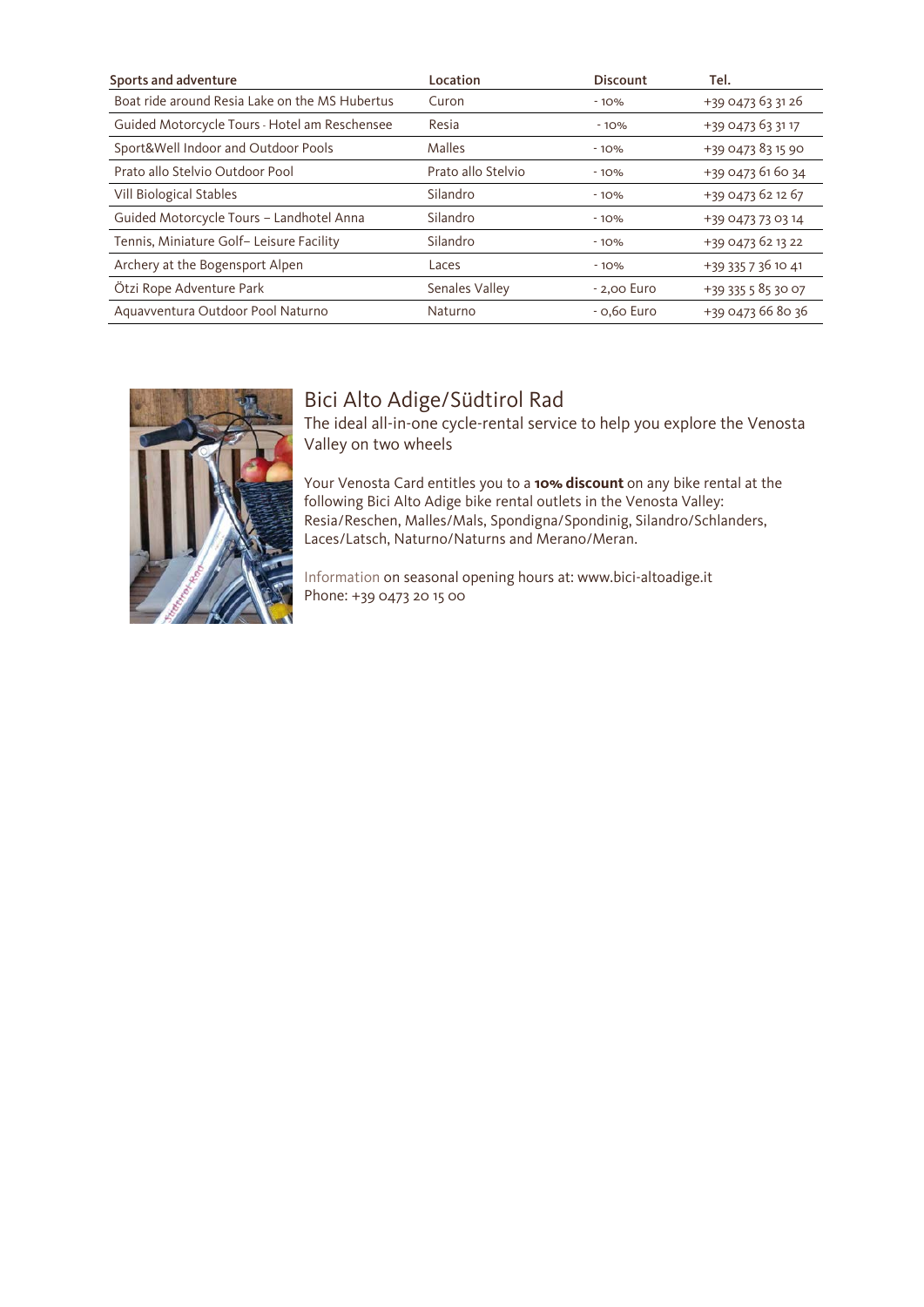| Sports and adventure | Location | Discount | Tel. |
|---|---|---|---|
| Boat ride around Resia Lake on the MS Hubertus | Curon | - 10% | +39 0473 63 31 26 |
| Guided Motorcycle Tours - Hotel am Reschensee | Resia | - 10% | +39 0473 63 31 17 |
| Sport&Well Indoor and Outdoor Pools | Malles | - 10% | +39 0473 83 15 90 |
| Prato allo Stelvio Outdoor Pool | Prato allo Stelvio | - 10% | +39 0473 61 60 34 |
| Vill Biological Stables | Silandro | - 10% | +39 0473 62 12 67 |
| Guided Motorcycle Tours – Landhotel Anna | Silandro | - 10% | +39 0473 73 03 14 |
| Tennis, Miniature Golf– Leisure Facility | Silandro | - 10% | +39 0473 62 13 22 |
| Archery at the Bogensport Alpen | Laces | - 10% | +39 335 7 36 10 41 |
| Ötzi Rope Adventure Park | Senales Valley | - 2,00 Euro | +39 335 5 85 30 07 |
| Aquavventura Outdoor Pool Naturno | Naturno | - 0,60 Euro | +39 0473 66 80 36 |

## Bici Alto Adige/Südtirol Rad

The ideal all-in-one cycle-rental service to help you explore the Venosta Valley on two wheels

Your Venosta Card entitles you to a **10% discount** on any bike rental at the following Bici Alto Adige bike rental outlets in the Venosta Valley: Resia/Reschen, Malles/Mals, Spondigna/Spondinig, Silandro/Schlanders, Laces/Latsch, Naturno/Naturns and Merano/Meran.

Information on seasonal opening hours at: www.bici-altoadige.it
Phone: +39 0473 20 15 00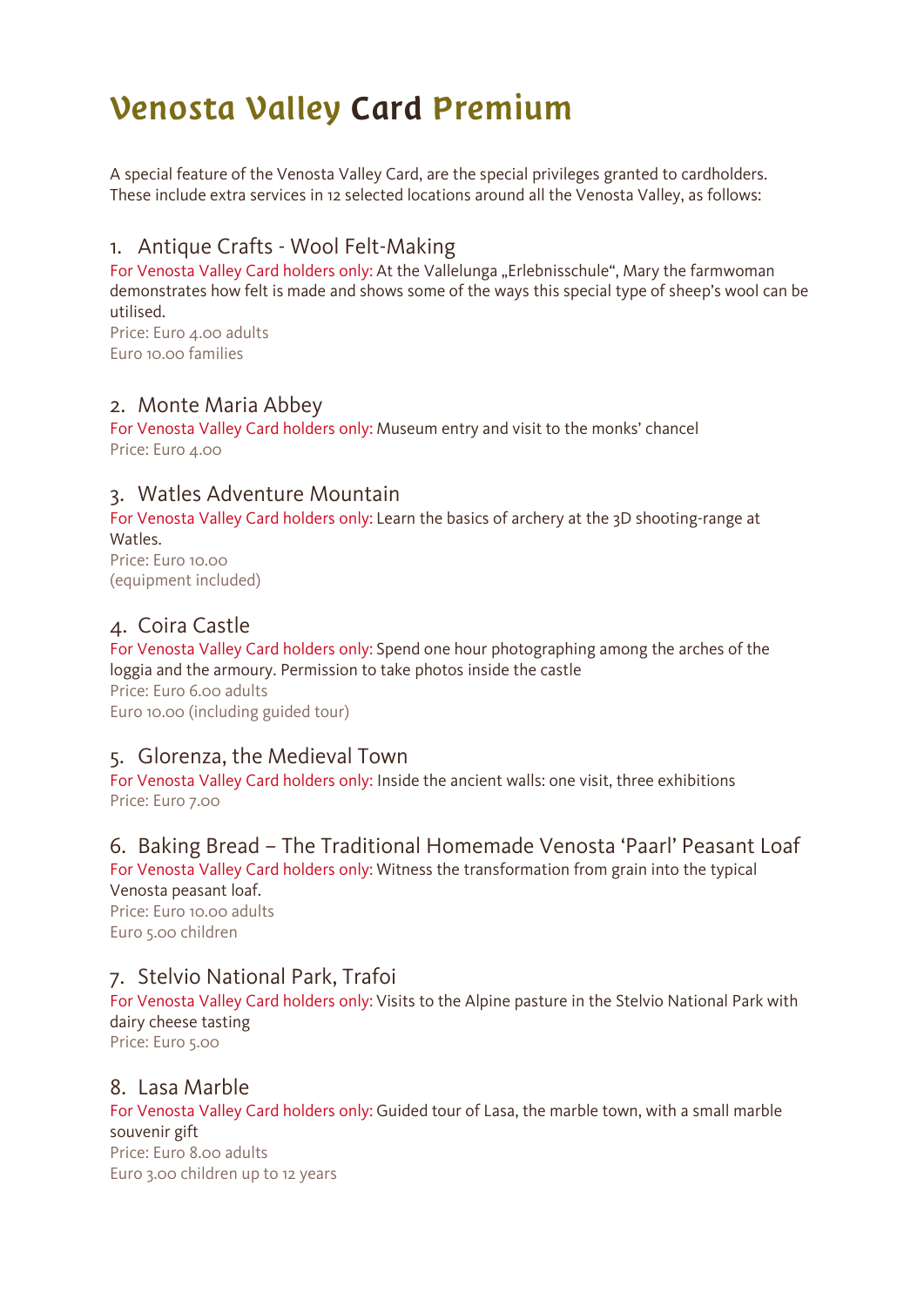# Venosta Valley Card Premium

A special feature of the Venosta Valley Card, are the special privileges granted to cardholders. These include extra services in 12 selected locations around all the Venosta Valley, as follows:

## 1. Antique Crafts - Wool Felt-Making

For Venosta Valley Card holders only: At the Vallelunga „Erlebnisschule“, Mary the farmwoman demonstrates how felt is made and shows some of the ways this special type of sheep’s wool can be utilised.

Price: Euro 4.00 adults
Euro 10.00 families

## 2. Monte Maria Abbey

For Venosta Valley Card holders only: Museum entry and visit to the monks’ chancel

Price: Euro 4.00

## 3. Watles Adventure Mountain

For Venosta Valley Card holders only: Learn the basics of archery at the 3D shooting-range at Watles.

Price: Euro 10.00
(equipment included)

## 4. Coira Castle

For Venosta Valley Card holders only: Spend one hour photographing among the arches of the loggia and the armoury. Permission to take photos inside the castle

Price: Euro 6.00 adults
Euro 10.00 (including guided tour)

## 5. Glorenza, the Medieval Town

For Venosta Valley Card holders only: Inside the ancient walls: one visit, three exhibitions

Price: Euro 7.00

## 6. Baking Bread – The Traditional Homemade Venosta ‘Paarl’ Peasant Loaf

For Venosta Valley Card holders only: Witness the transformation from grain into the typical Venosta peasant loaf.

Price: Euro 10.00 adults
Euro 5.00 children

## 7. Stelvio National Park, Trafoi

For Venosta Valley Card holders only: Visits to the Alpine pasture in the Stelvio National Park with dairy cheese tasting

Price: Euro 5.00

## 8. Lasa Marble

For Venosta Valley Card holders only: Guided tour of Lasa, the marble town, with a small marble souvenir gift

Price: Euro 8.00 adults
Euro 3.00 children up to 12 years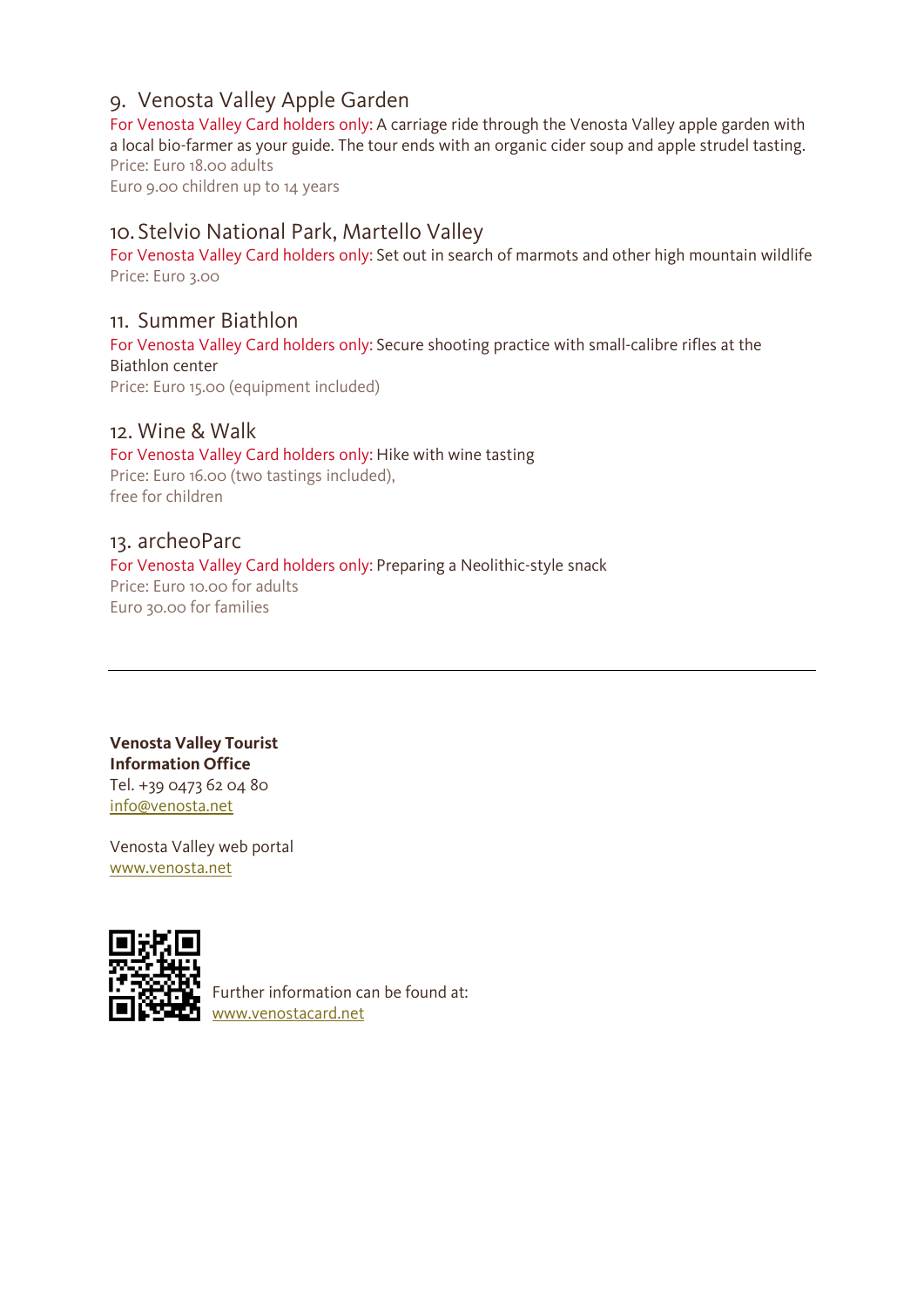## 9. Venosta Valley Apple Garden

For Venosta Valley Card holders only: A carriage ride through the Venosta Valley apple garden with a local bio-farmer as your guide. The tour ends with an organic cider soup and apple strudel tasting.
Price: Euro 18.00 adults
Euro 9.00 children up to 14 years

## 10. Stelvio National Park, Martello Valley

For Venosta Valley Card holders only: Set out in search of marmots and other high mountain wildlife
Price: Euro 3.00

## 11. Summer Biathlon

For Venosta Valley Card holders only: Secure shooting practice with small-calibre rifles at the Biathlon center
Price: Euro 15.00 (equipment included)

## 12. Wine & Walk

For Venosta Valley Card holders only: Hike with wine tasting
Price: Euro 16.00 (two tastings included),
free for children

## 13. archeoParc

For Venosta Valley Card holders only: Preparing a Neolithic-style snack
Price: Euro 10.00 for adults
Euro 30.00 for families

---

**Venosta Valley Tourist Information Office**
Tel. +39 0473 62 04 80
info@venosta.net

Venosta Valley web portal
www.venosta.net

Further information can be found at:
www.venostacard.net